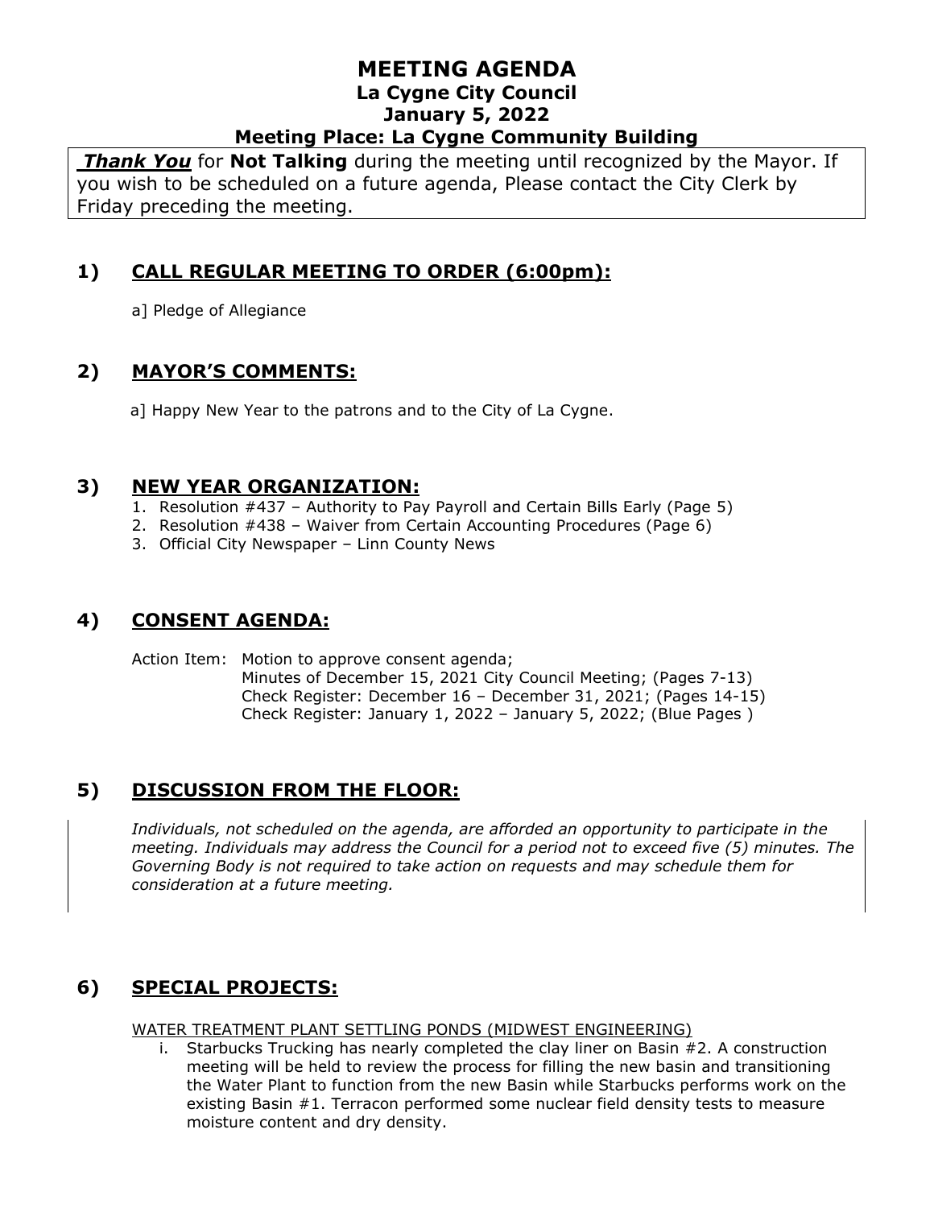# MEETING AGENDA

## La Cygne City Council

## January 5, 2022

## Meeting Place: La Cygne Community Building

***Thank You*** for **Not Talking** during the meeting until recognized by the Mayor. If you wish to be scheduled on a future agenda, Please contact the City Clerk by Friday preceding the meeting.

## 1) CALL REGULAR MEETING TO ORDER (6:00pm):

a] Pledge of Allegiance

## 2) MAYOR'S COMMENTS:

a] Happy New Year to the patrons and to the City of La Cygne.

## 3) NEW YEAR ORGANIZATION:

1. Resolution #437 – Authority to Pay Payroll and Certain Bills Early (Page 5)
2. Resolution #438 – Waiver from Certain Accounting Procedures (Page 6)
3. Official City Newspaper – Linn County News

## 4) CONSENT AGENDA:

Action Item: Motion to approve consent agenda;
Minutes of December 15, 2021 City Council Meeting; (Pages 7-13)
Check Register: December 16 – December 31, 2021; (Pages 14-15)
Check Register: January 1, 2022 – January 5, 2022; (Blue Pages )

## 5) DISCUSSION FROM THE FLOOR:

*Individuals, not scheduled on the agenda, are afforded an opportunity to participate in the meeting. Individuals may address the Council for a period not to exceed five (5) minutes. The Governing Body is not required to take action on requests and may schedule them for consideration at a future meeting.*

## 6) SPECIAL PROJECTS:

WATER TREATMENT PLANT SETTLING PONDS (MIDWEST ENGINEERING)

i. Starbucks Trucking has nearly completed the clay liner on Basin #2. A construction meeting will be held to review the process for filling the new basin and transitioning the Water Plant to function from the new Basin while Starbucks performs work on the existing Basin #1. Terracon performed some nuclear field density tests to measure moisture content and dry density.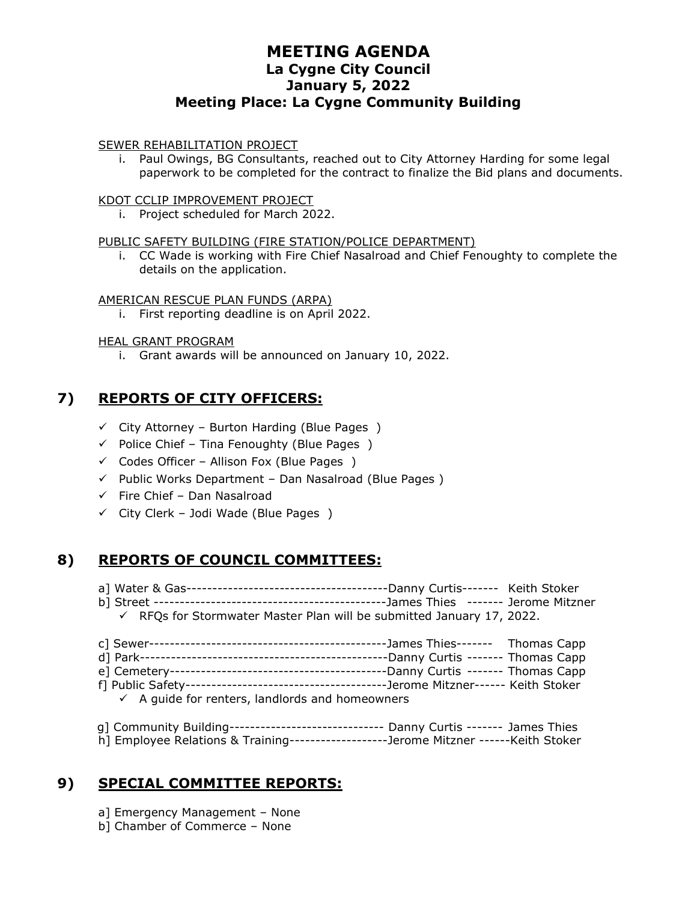# MEETING AGENDA
## La Cygne City Council
## January 5, 2022
## Meeting Place: La Cygne Community Building

SEWER REHABILITATION PROJECT

i. Paul Owings, BG Consultants, reached out to City Attorney Harding for some legal paperwork to be completed for the contract to finalize the Bid plans and documents.

KDOT CCLIP IMPROVEMENT PROJECT

i. Project scheduled for March 2022.

PUBLIC SAFETY BUILDING (FIRE STATION/POLICE DEPARTMENT)

i. CC Wade is working with Fire Chief Nasalroad and Chief Fenoughty to complete the details on the application.

AMERICAN RESCUE PLAN FUNDS (ARPA)

i. First reporting deadline is on April 2022.

HEAL GRANT PROGRAM

i. Grant awards will be announced on January 10, 2022.

## 7) REPORTS OF CITY OFFICERS:

- ✓ City Attorney – Burton Harding (Blue Pages )
- ✓ Police Chief – Tina Fenoughty (Blue Pages )
- ✓ Codes Officer – Allison Fox (Blue Pages )
- ✓ Public Works Department – Dan Nasalroad (Blue Pages )
- ✓ Fire Chief – Dan Nasalroad
- ✓ City Clerk – Jodi Wade (Blue Pages )

## 8) REPORTS OF COUNCIL COMMITTEES:

a] Water & Gas---------------------------------------Danny Curtis------- Keith Stoker

b] Street -------------------------------------------James Thies ------- Jerome Mitzner

- ✓ RFQs for Stormwater Master Plan will be submitted January 17, 2022.

c] Sewer---------------------------------------------James Thies------- Thomas Capp

d] Park-----------------------------------------------Danny Curtis ------- Thomas Capp

e] Cemetery------------------------------------------Danny Curtis ------- Thomas Capp

f] Public Safety--------------------------------------Jerome Mitzner------ Keith Stoker

- ✓ A guide for renters, landlords and homeowners

g] Community Building----------------------------- Danny Curtis ------- James Thies

h] Employee Relations & Training-------------------Jerome Mitzner ------Keith Stoker

## 9) SPECIAL COMMITTEE REPORTS:

a] Emergency Management – None

b] Chamber of Commerce – None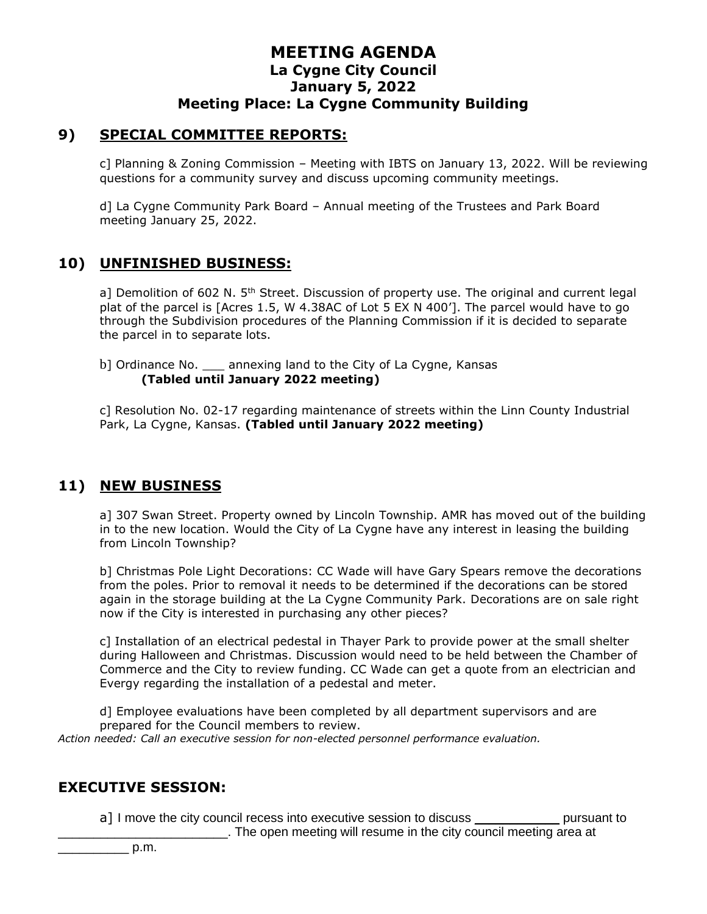# MEETING AGENDA
## La Cygne City Council
## January 5, 2022
## Meeting Place: La Cygne Community Building

## 9) SPECIAL COMMITTEE REPORTS:

c] Planning & Zoning Commission – Meeting with IBTS on January 13, 2022. Will be reviewing questions for a community survey and discuss upcoming community meetings.

d] La Cygne Community Park Board – Annual meeting of the Trustees and Park Board meeting January 25, 2022.

## 10) UNFINISHED BUSINESS:

a] Demolition of 602 N. 5th Street. Discussion of property use. The original and current legal plat of the parcel is [Acres 1.5, W 4.38AC of Lot 5 EX N 400']. The parcel would have to go through the Subdivision procedures of the Planning Commission if it is decided to separate the parcel in to separate lots.

b] Ordinance No. ___ annexing land to the City of La Cygne, Kansas
**(Tabled until January 2022 meeting)**

c] Resolution No. 02-17 regarding maintenance of streets within the Linn County Industrial Park, La Cygne, Kansas. **(Tabled until January 2022 meeting)**

## 11) NEW BUSINESS

a] 307 Swan Street. Property owned by Lincoln Township. AMR has moved out of the building in to the new location. Would the City of La Cygne have any interest in leasing the building from Lincoln Township?

b] Christmas Pole Light Decorations: CC Wade will have Gary Spears remove the decorations from the poles. Prior to removal it needs to be determined if the decorations can be stored again in the storage building at the La Cygne Community Park. Decorations are on sale right now if the City is interested in purchasing any other pieces?

c] Installation of an electrical pedestal in Thayer Park to provide power at the small shelter during Halloween and Christmas. Discussion would need to be held between the Chamber of Commerce and the City to review funding. CC Wade can get a quote from an electrician and Evergy regarding the installation of a pedestal and meter.

d] Employee evaluations have been completed by all department supervisors and are prepared for the Council members to review.

*Action needed: Call an executive session for non-elected personnel performance evaluation.*

## EXECUTIVE SESSION:

a] I move the city council recess into executive session to discuss ___________ pursuant to ________________________. The open meeting will resume in the city council meeting area at __________ p.m.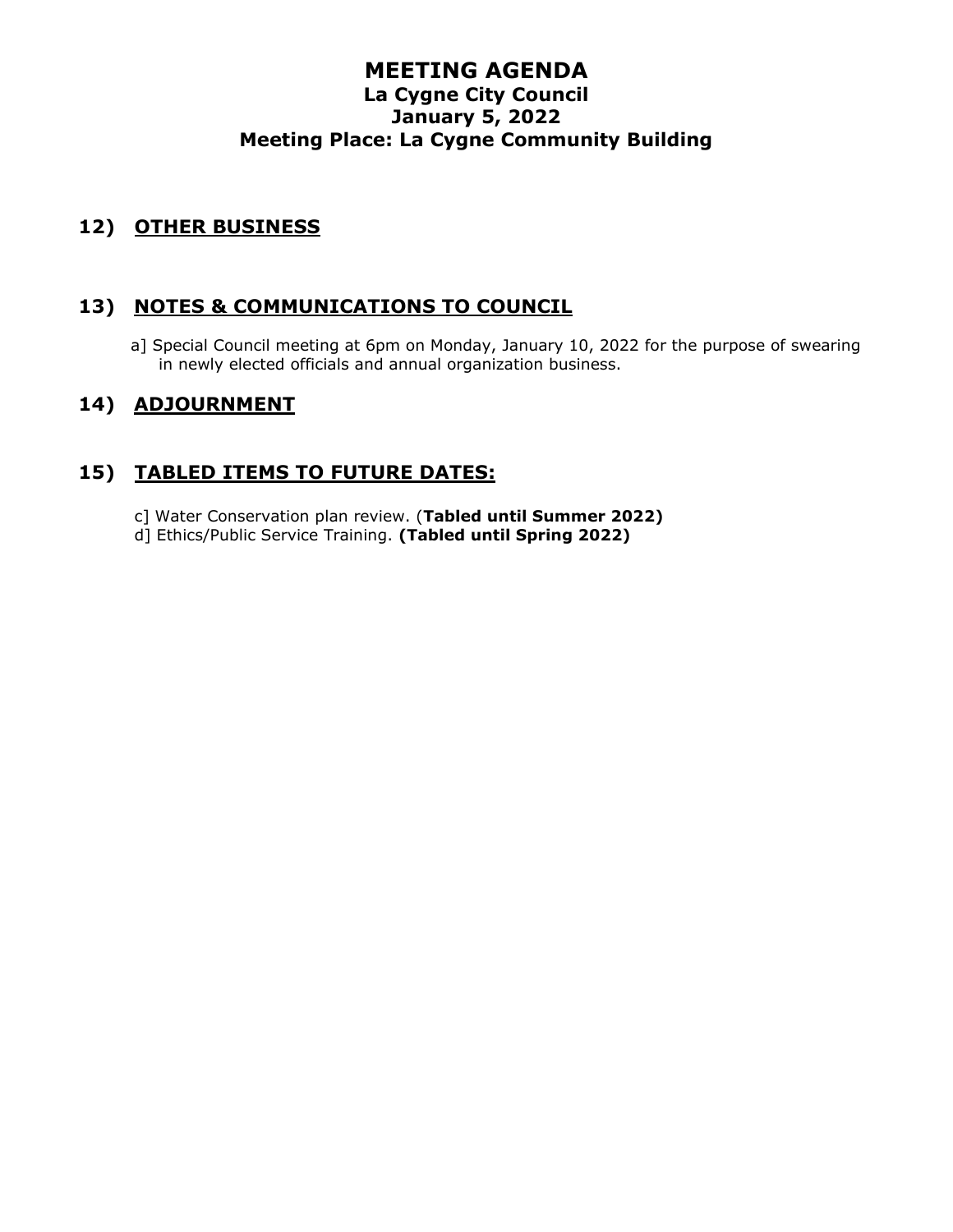# MEETING AGENDA
## La Cygne City Council
## January 5, 2022
## Meeting Place: La Cygne Community Building

## 12) <u>OTHER BUSINESS</u>

## 13) <u>NOTES & COMMUNICATIONS TO COUNCIL</u>

a] Special Council meeting at 6pm on Monday, January 10, 2022 for the purpose of swearing in newly elected officials and annual organization business.

## 14) <u>ADJOURNMENT</u>

## 15) <u>TABLED ITEMS TO FUTURE DATES:</u>

c] Water Conservation plan review. (**Tabled until Summer 2022)**
d] Ethics/Public Service Training. **(Tabled until Spring 2022)**